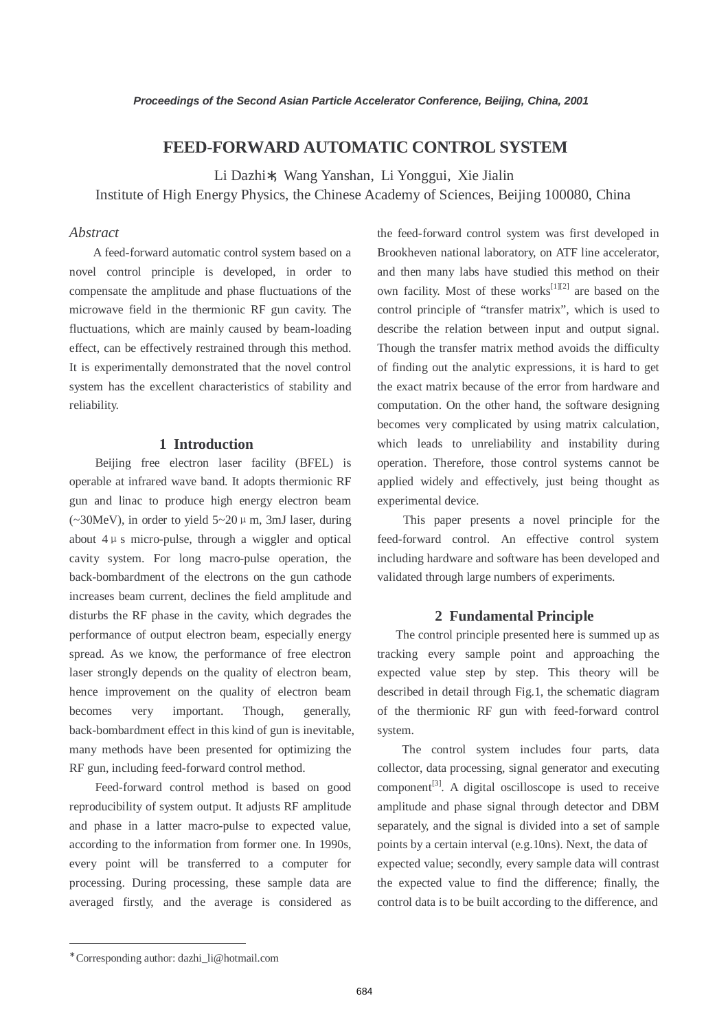# FEED-FORWARD AUTOMATIC CONTROL SYSTEM

Li Dazhi*, Wang Yanshan, Li Yonggui, Xie Jialin

Institute of High Energy Physics, the Chinese Academy of Sciences, Beijing 100080, China

## *Abstract*

A feed-forward automatic control system based on a novel control principle is developed, in order to compensate the amplitude and phase fluctuations of the microwave field in the thermionic RF gun cavity. The fluctuations, which are mainly caused by beam-loading effect, can be effectively restrained through this method. It is experimentally demonstrated that the novel control system has the excellent characteristics of stability and reliability.

## 1 Introduction

Beijing free electron laser facility (BFEL) is operable at infrared wave band. It adopts thermionic RF gun and linac to produce high energy electron beam (~30MeV), in order to yield 5~20 μm, 3mJ laser, during about 4 μs micro-pulse, through a wiggler and optical cavity system. For long macro-pulse operation, the back-bombardment of the electrons on the gun cathode increases beam current, declines the field amplitude and disturbs the RF phase in the cavity, which degrades the performance of output electron beam, especially energy spread. As we know, the performance of free electron laser strongly depends on the quality of electron beam, hence improvement on the quality of electron beam becomes very important. Though, generally, back-bombardment effect in this kind of gun is inevitable, many methods have been presented for optimizing the RF gun, including feed-forward control method.

Feed-forward control method is based on good reproducibility of system output. It adjusts RF amplitude and phase in a latter macro-pulse to expected value, according to the information from former one. In 1990s, the feed-forward control system was first developed in Brookheven national laboratory, on ATF line accelerator, and then many labs have studied this method on their own facility. Most of these works[1][2] are based on the control principle of "transfer matrix", which is used to describe the relation between input and output signal. Though the transfer matrix method avoids the difficulty of finding out the analytic expressions, it is hard to get the exact matrix because of the error from hardware and computation. On the other hand, the software designing becomes very complicated by using matrix calculation, which leads to unreliability and instability during operation. Therefore, those control systems cannot be applied widely and effectively, just being thought as experimental device.

This paper presents a novel principle for the feed-forward control. An effective control system including hardware and software has been developed and validated through large numbers of experiments.

## 2 Fundamental Principle

The control principle presented here is summed up as tracking every sample point and approaching the expected value step by step. This theory will be described in detail through Fig.1, the schematic diagram of the thermionic RF gun with feed-forward control system.

The control system includes four parts, data collector, data processing, signal generator and executing component[3]. A digital oscilloscope is used to receive amplitude and phase signal through detector and DBM separately, and the signal is divided into a set of sample points by a certain interval (e.g.10ns). Next, the data of every point will be transferred to a computer for processing. During processing, these sample data are averaged firstly, and the average is considered as expected value; secondly, every sample data will contrast the expected value to find the difference; finally, the control data is to be built according to the difference, and

---

*Corresponding author: dazhi_li@hotmail.com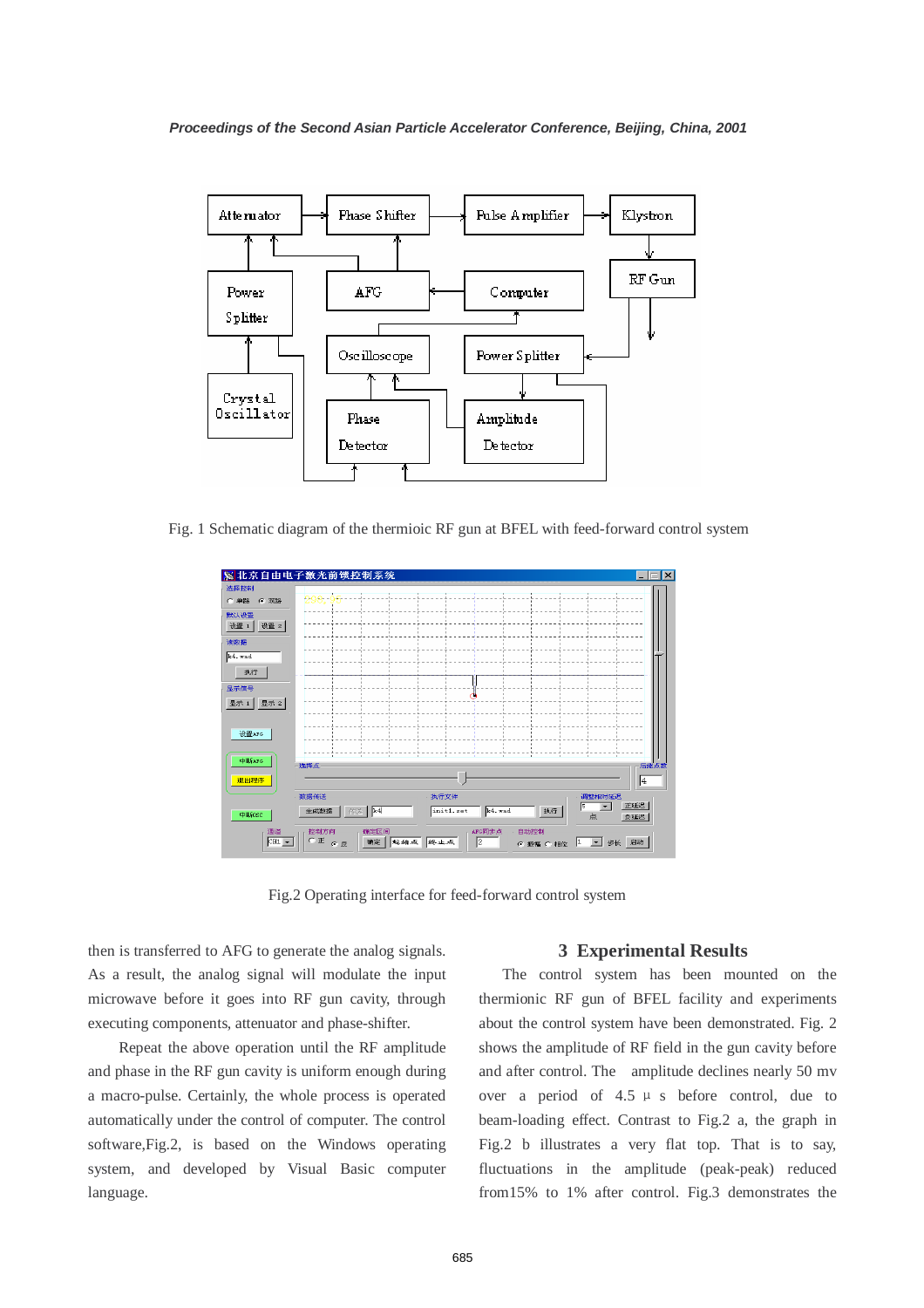Fig. 1 Schematic diagram of the thermioic RF gun at BFEL with feed-forward control system

Fig.2 Operating interface for feed-forward control system

then is transferred to AFG to generate the analog signals. As a result, the analog signal will modulate the input microwave before it goes into RF gun cavity, through executing components, attenuator and phase-shifter.

Repeat the above operation until the RF amplitude and phase in the RF gun cavity is uniform enough during a macro-pulse. Certainly, the whole process is operated automatically under the control of computer. The control software,Fig.2, is based on the Windows operating system, and developed by Visual Basic computer language.

## 3 Experimental Results

The control system has been mounted on the thermionic RF gun of BFEL facility and experiments about the control system have been demonstrated. Fig. 2 shows the amplitude of RF field in the gun cavity before and after control. The amplitude declines nearly 50 mv over a period of 4.5 μ s before control, due to beam-loading effect. Contrast to Fig.2 a, the graph in Fig.2 b illustrates a very flat top. That is to say, fluctuations in the amplitude (peak-peak) reduced from15% to 1% after control. Fig.3 demonstrates the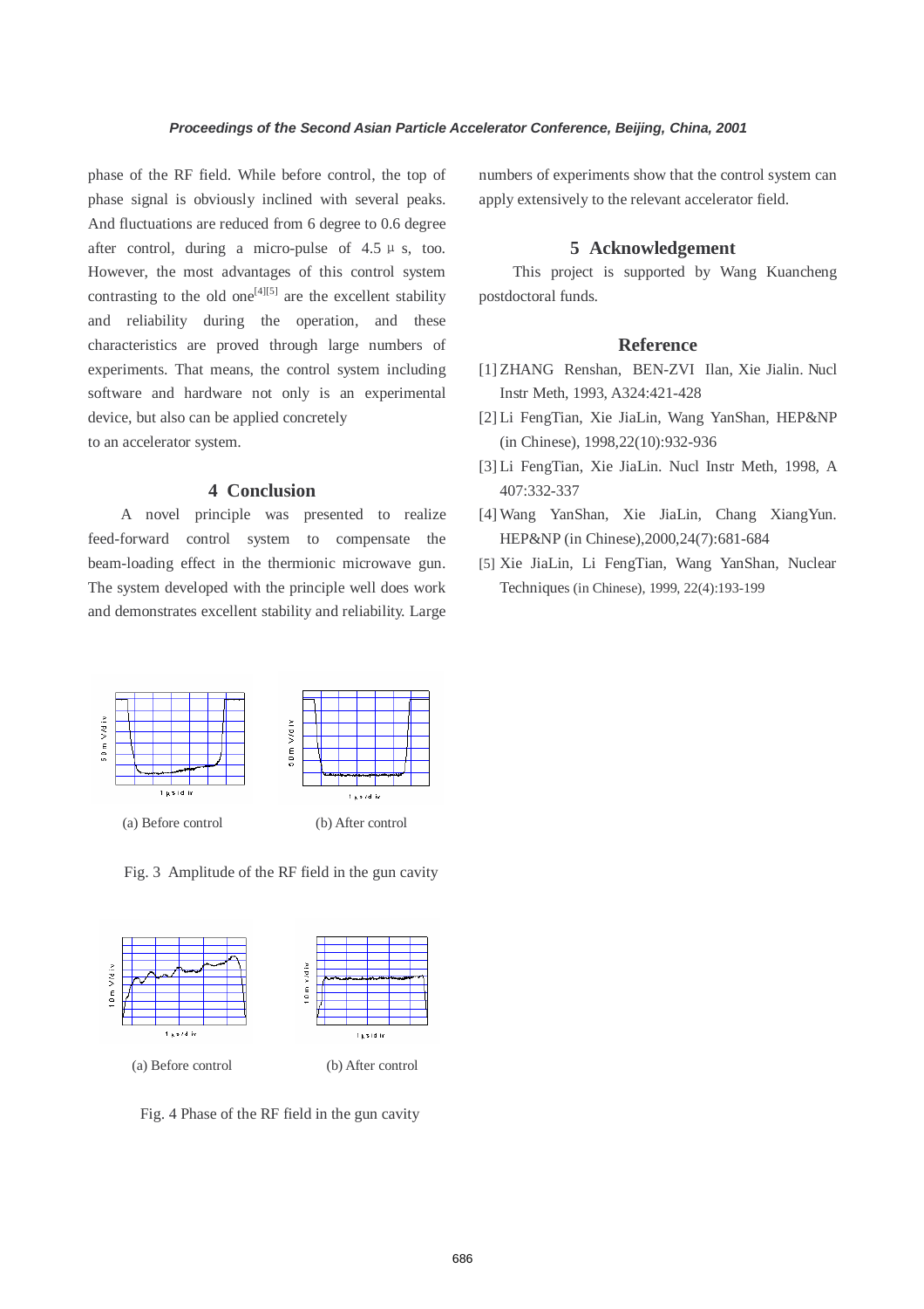phase of the RF field. While before control, the top of phase signal is obviously inclined with several peaks. And fluctuations are reduced from 6 degree to 0.6 degree after control, during a micro-pulse of 4.5 μ s, too. However, the most advantages of this control system contrasting to the old one[4][5] are the excellent stability and reliability during the operation, and these characteristics are proved through large numbers of experiments. That means, the control system including software and hardware not only is an experimental device, but also can be applied concretely to an accelerator system.

## 4 Conclusion

A novel principle was presented to realize feed-forward control system to compensate the beam-loading effect in the thermionic microwave gun. The system developed with the principle well does work and demonstrates excellent stability and reliability. Large numbers of experiments show that the control system can apply extensively to the relevant accelerator field.

50 mV/div
1 μs/div

(a) Before control

50 mV/div
1 μs/div

(b) After control

Fig. 3 Amplitude of the RF field in the gun cavity

10 mV/div
1 μs/div

(a) Before control

10 mV/div
1 μs/div

(b) After control

Fig. 4 Phase of the RF field in the gun cavity

## 5 Acknowledgement

This project is supported by Wang Kuancheng postdoctoral funds.

## Reference

[1] ZHANG Renshan, BEN-ZVI Ilan, Xie Jialin. Nucl Instr Meth, 1993, A324:421-428

[2] Li FengTian, Xie JiaLin, Wang YanShan, HEP&NP (in Chinese), 1998,22(10):932-936

[3] Li FengTian, Xie JiaLin. Nucl Instr Meth, 1998, A 407:332-337

[4] Wang YanShan, Xie JiaLin, Chang XiangYun. HEP&NP (in Chinese),2000,24(7):681-684

[5] Xie JiaLin, Li FengTian, Wang YanShan, Nuclear Techniques (in Chinese), 1999, 22(4):193-199